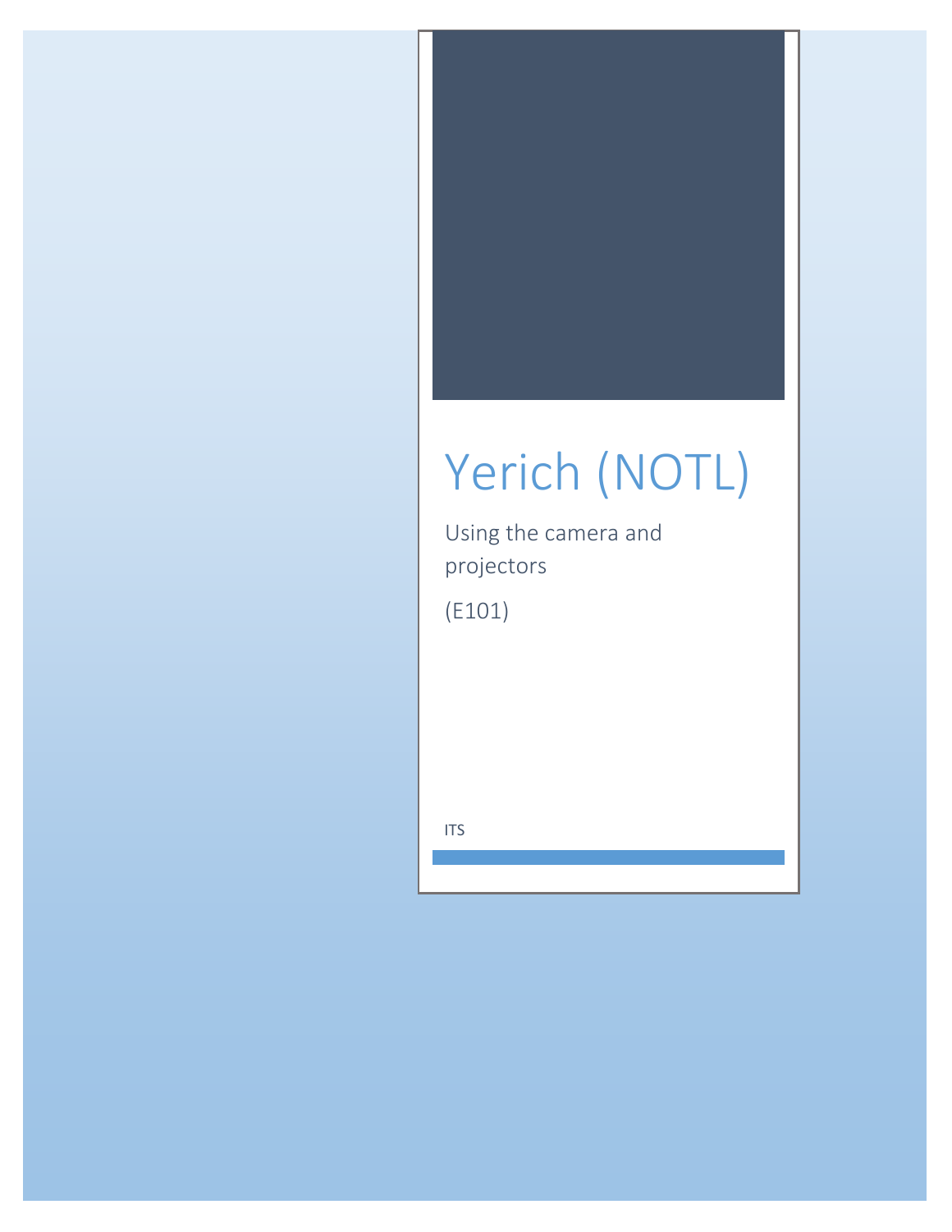# Yerich (NOTL)

Using the camera and projectors

(E101)

ITS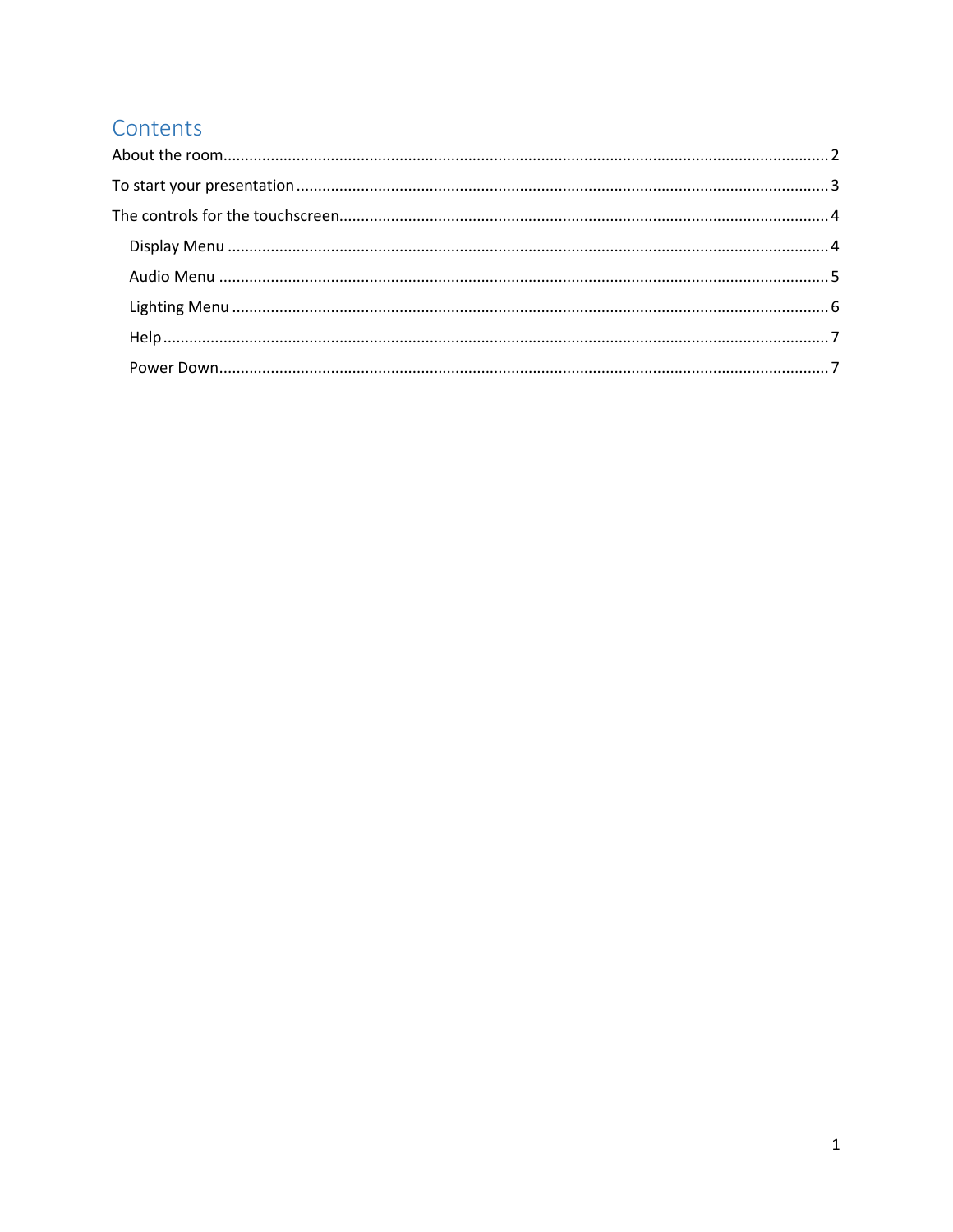# Contents

About the room .......... 2

To start your presentation .......... 3

The controls for the touchscreen .......... 4

- Display Menu .......... 4
- Audio Menu .......... 5
- Lighting Menu .......... 6
- Help .......... 7
- Power Down .......... 7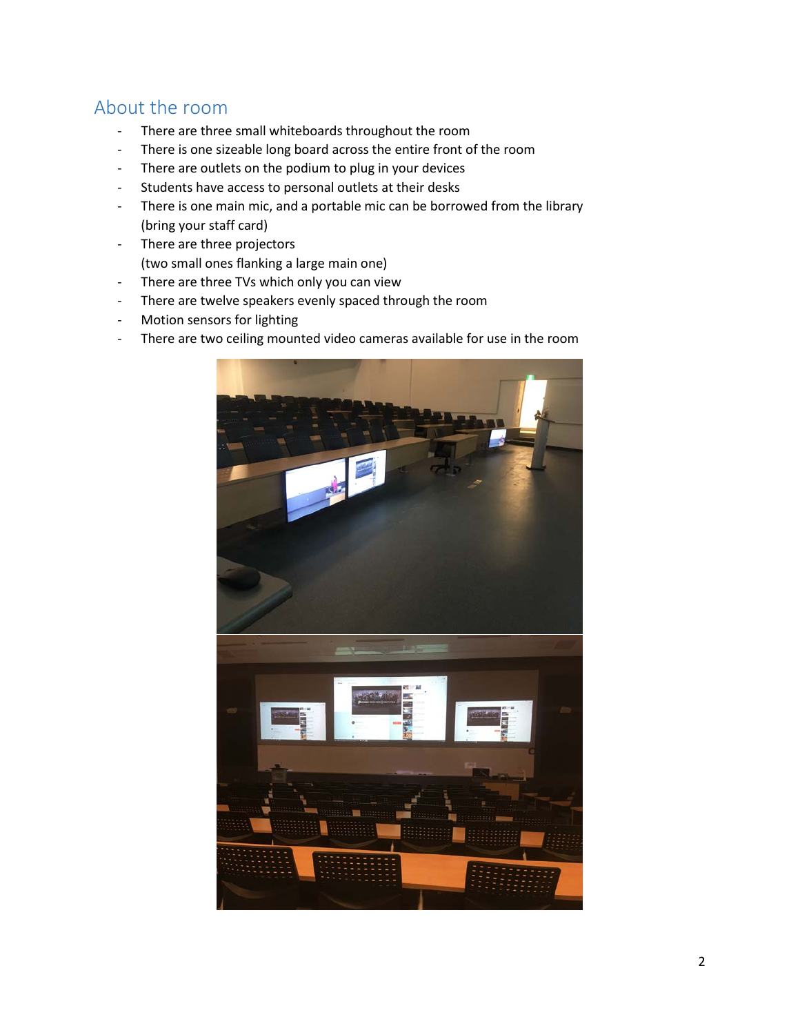## About the room

- There are three small whiteboards throughout the room
- There is one sizeable long board across the entire front of the room
- There are outlets on the podium to plug in your devices
- Students have access to personal outlets at their desks
- There is one main mic, and a portable mic can be borrowed from the library (bring your staff card)
- There are three projectors (two small ones flanking a large main one)
- There are three TVs which only you can view
- There are twelve speakers evenly spaced through the room
- Motion sensors for lighting
- There are two ceiling mounted video cameras available for use in the room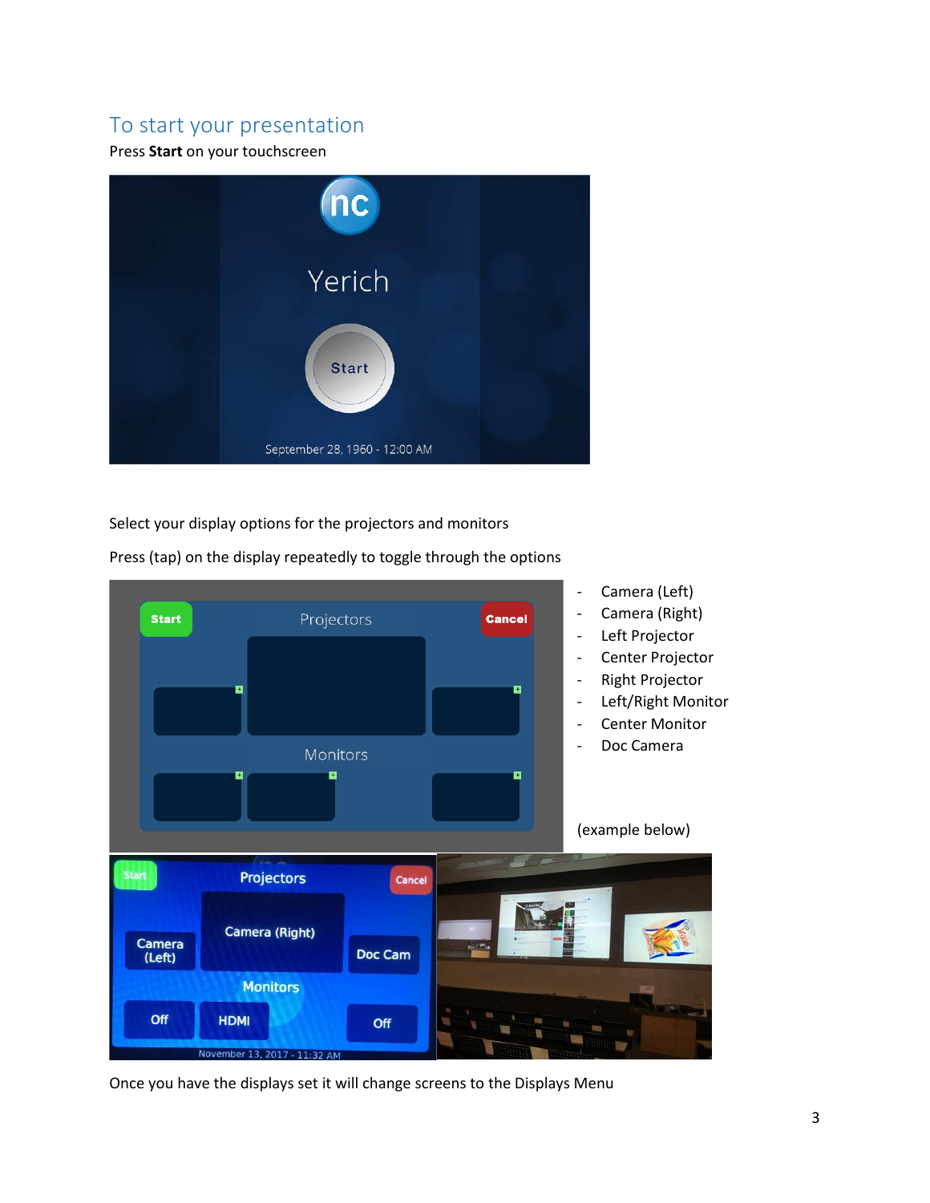## To start your presentation

Press **Start** on your touchscreen

Select your display options for the projectors and monitors

Press (tap) on the display repeatedly to toggle through the options

- Camera (Left)
- Camera (Right)
- Left Projector
- Center Projector
- Right Projector
- Left/Right Monitor
- Center Monitor
- Doc Camera

(example below)

Once you have the displays set it will change screens to the Displays Menu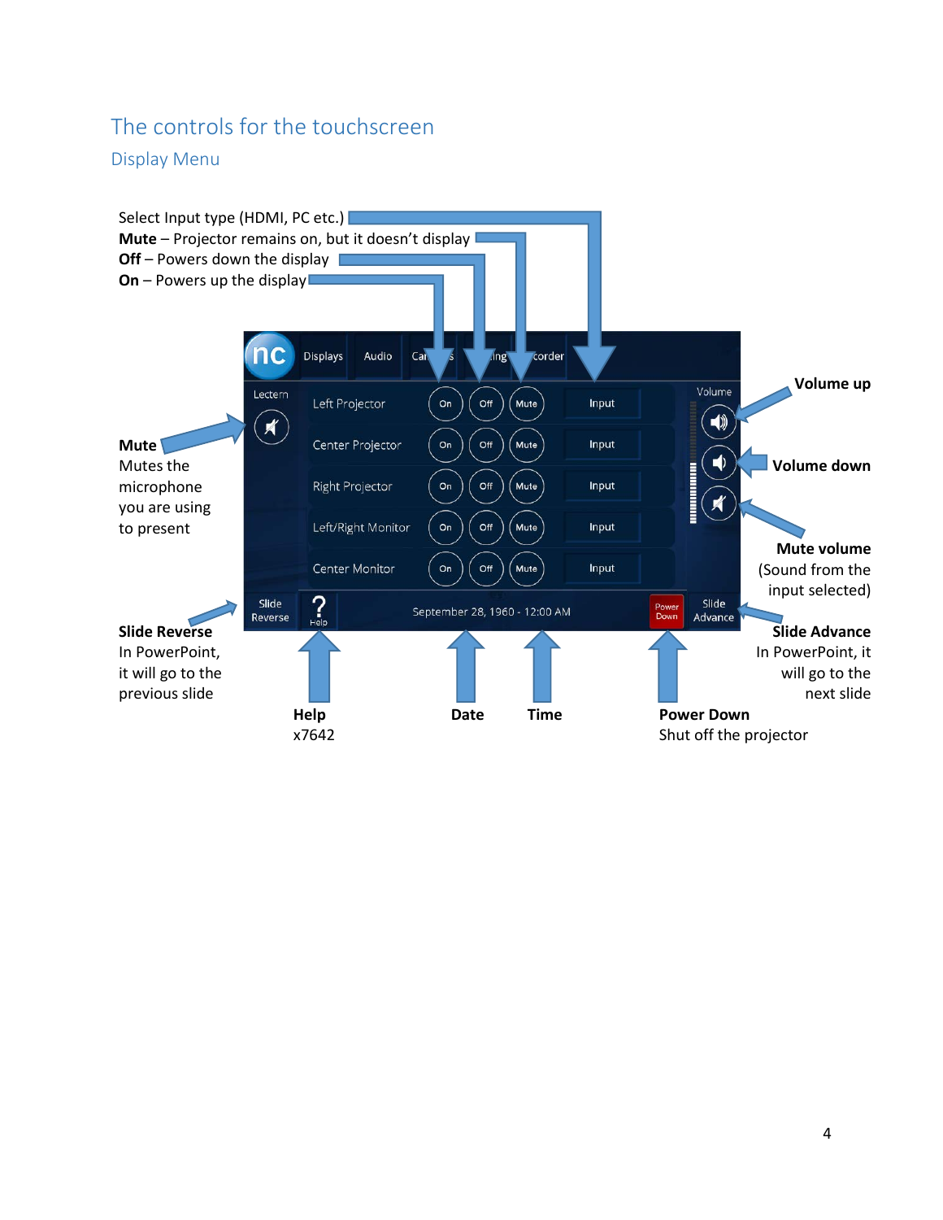# The controls for the touchscreen

## Display Menu

Select Input type (HDMI, PC etc.)
**Mute** – Projector remains on, but it doesn't display
**Off** – Powers down the display
**On** – Powers up the display

Displays | Audio | Cameras | Lighting | Recorder

Lectern

| | | | | |
|---|---|---|---|---|
| Left Projector | On | Off | Mute | Input |
| Center Projector | On | Off | Mute | Input |
| Right Projector | On | Off | Mute | Input |
| Left/Right Monitor | On | Off | Mute | Input |
| Center Monitor | On | Off | Mute | Input |

Volume

Slide Reverse | Help | September 28, 1960 - 12:00 AM | Power Down | Slide Advance

**Volume up**

**Volume down**

**Mute volume**
(Sound from the input selected)

**Mute**
Mutes the microphone you are using to present

**Slide Reverse**
In PowerPoint, it will go to the previous slide

**Slide Advance**
In PowerPoint, it will go to the next slide

**Help**
x7642

**Date**

**Time**

**Power Down**
Shut off the projector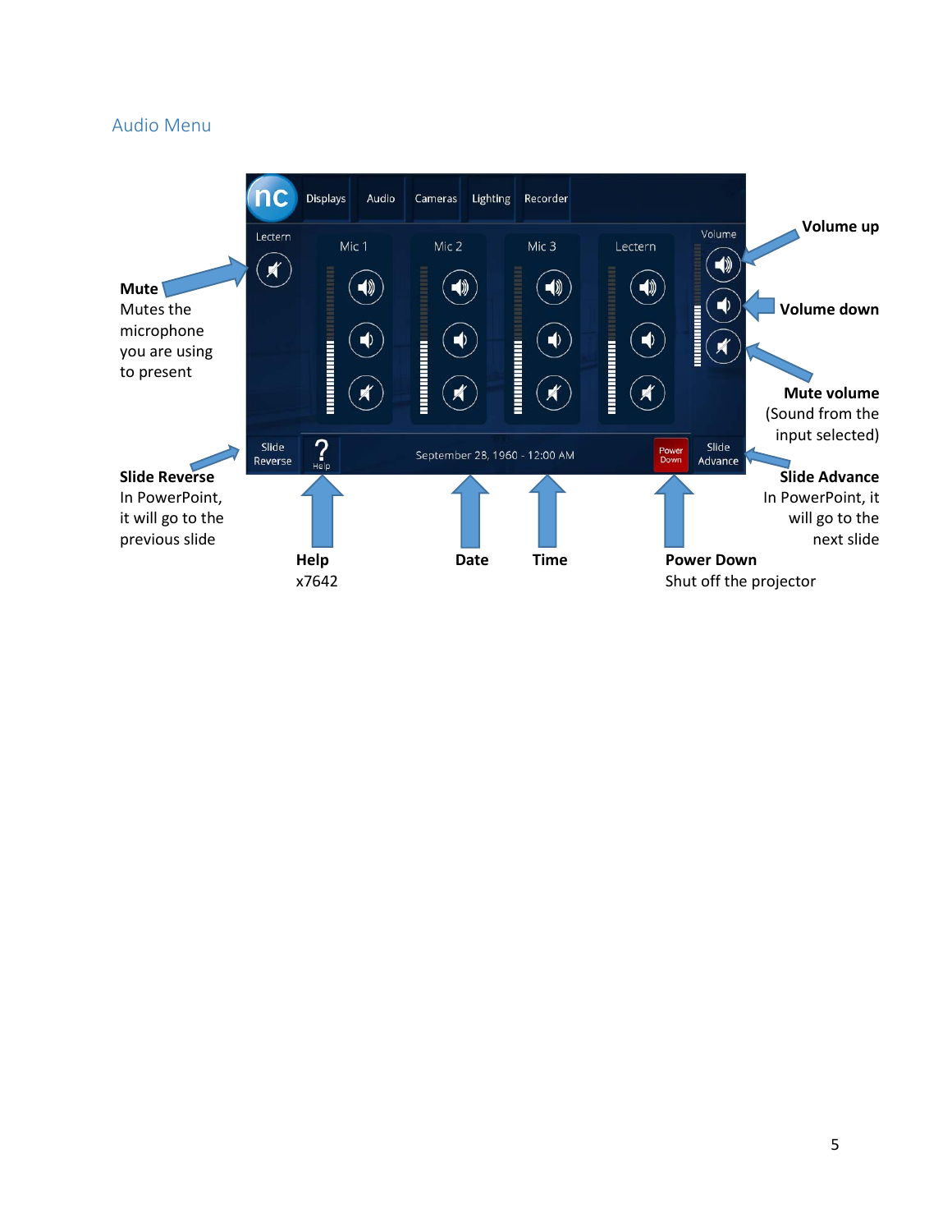## Audio Menu

**Mute**
Mutes the microphone you are using to present

**Volume up**

**Volume down**

**Mute volume**
(Sound from the input selected)

**Slide Reverse**
In PowerPoint, it will go to the previous slide

**Slide Advance**
In PowerPoint, it will go to the next slide

**Help**
x7642

**Date**

**Time**

**Power Down**
Shut off the projector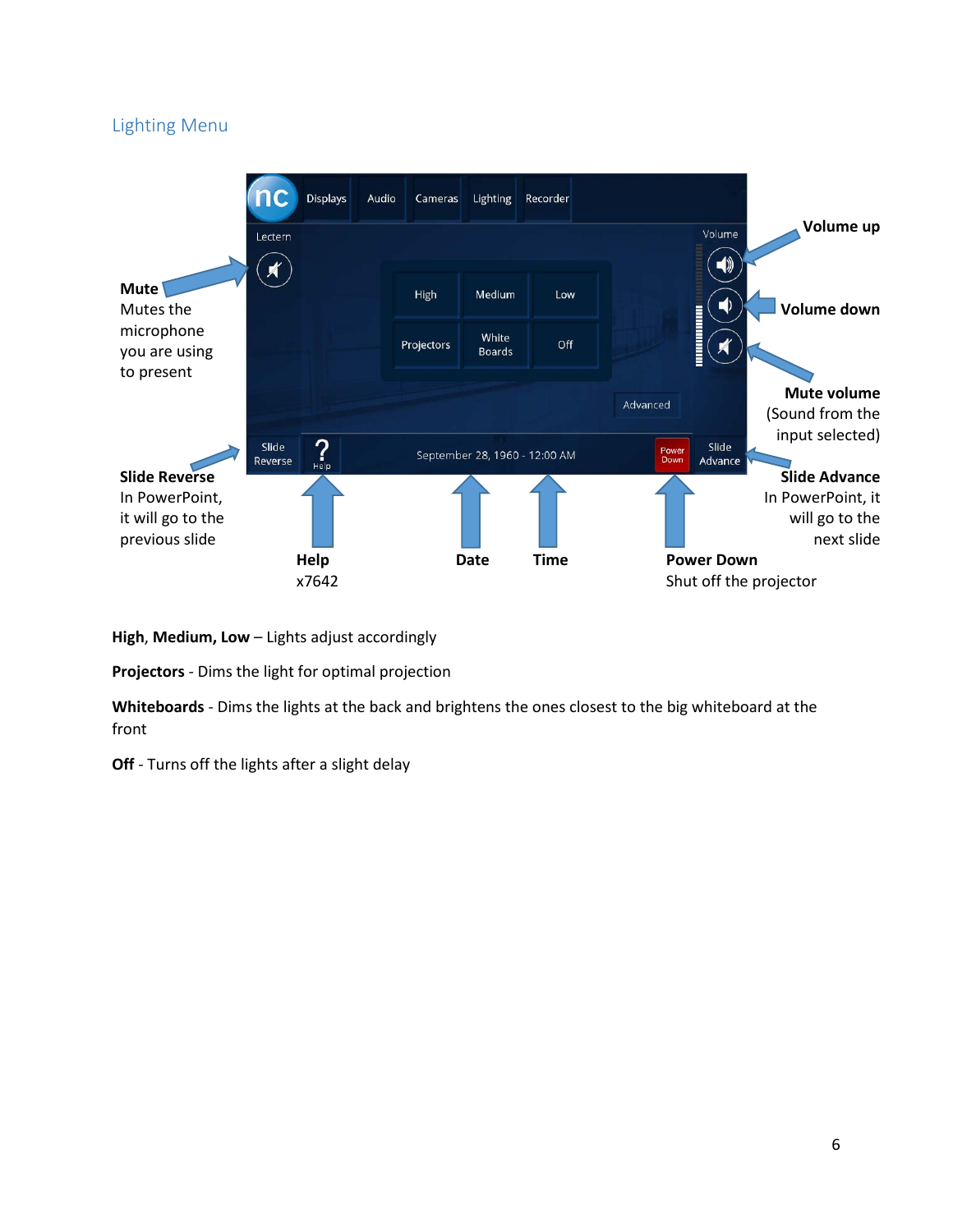## Lighting Menu

**Mute**
Mutes the microphone you are using to present

**Volume up**

**Volume down**

**Mute volume**
(Sound from the input selected)

**Slide Reverse**
In PowerPoint, it will go to the previous slide

**Slide Advance**
In PowerPoint, it will go to the next slide

**Help**
x7642

**Date**

**Time**

**Power Down**
Shut off the projector

**High**, **Medium**, **Low** – Lights adjust accordingly

**Projectors** - Dims the light for optimal projection

**Whiteboards** - Dims the lights at the back and brightens the ones closest to the big whiteboard at the front

**Off** - Turns off the lights after a slight delay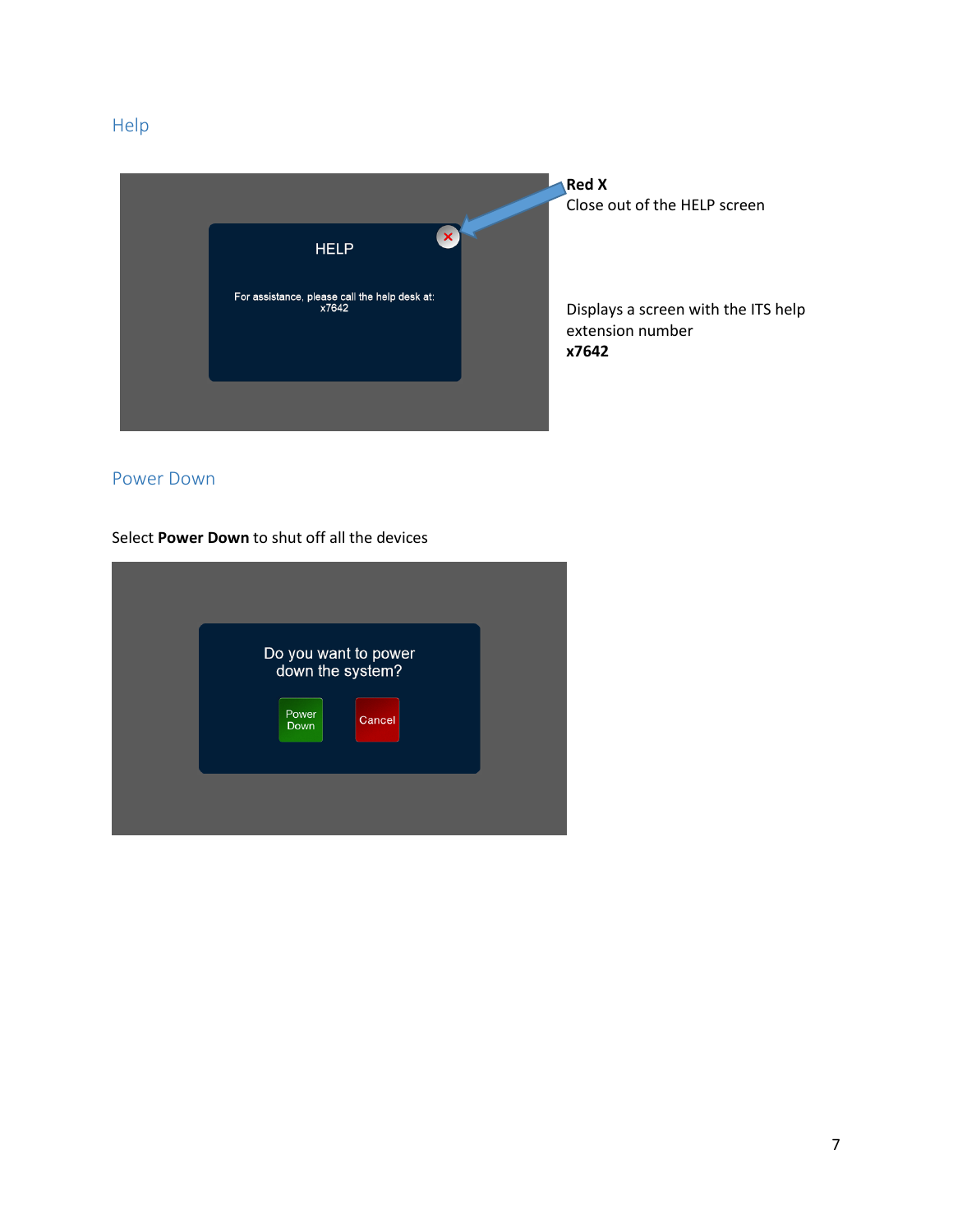## Help

HELP

For assistance, please call the help desk at:
x7642

**Red X**
Close out of the HELP screen

Displays a screen with the ITS help extension number
**x7642**

## Power Down

Select **Power Down** to shut off all the devices

Do you want to power down the system?

Power Down

Cancel